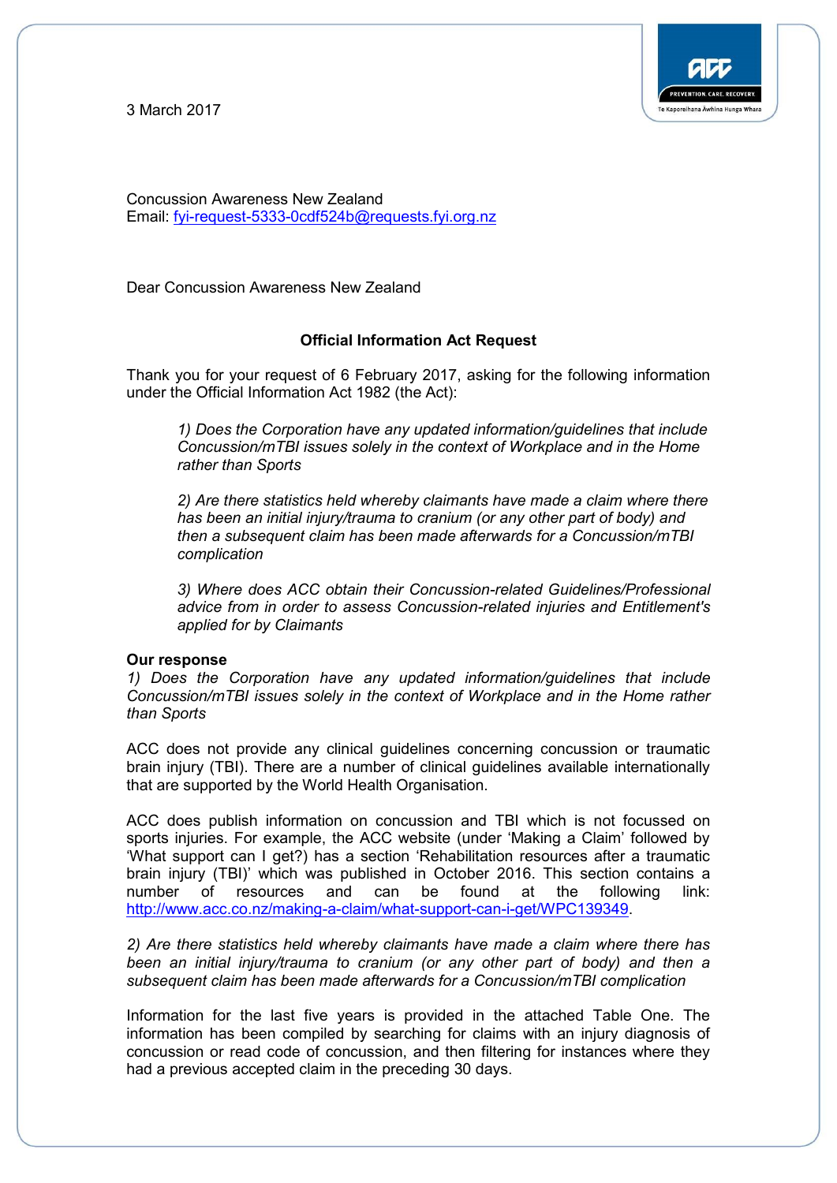3 March 2017

Concussion Awareness New Zealand
Email: fyi-request-5333-0cdf524b@requests.fyi.org.nz

Dear Concussion Awareness New Zealand

**Official Information Act Request**

Thank you for your request of 6 February 2017, asking for the following information under the Official Information Act 1982 (the Act):

> *1) Does the Corporation have any updated information/guidelines that include Concussion/mTBI issues solely in the context of Workplace and in the Home rather than Sports*
>
> *2) Are there statistics held whereby claimants have made a claim where there has been an initial injury/trauma to cranium (or any other part of body) and then a subsequent claim has been made afterwards for a Concussion/mTBI complication*
>
> *3) Where does ACC obtain their Concussion-related Guidelines/Professional advice from in order to assess Concussion-related injuries and Entitlement's applied for by Claimants*

**Our response**

*1) Does the Corporation have any updated information/guidelines that include Concussion/mTBI issues solely in the context of Workplace and in the Home rather than Sports*

ACC does not provide any clinical guidelines concerning concussion or traumatic brain injury (TBI). There are a number of clinical guidelines available internationally that are supported by the World Health Organisation.

ACC does publish information on concussion and TBI which is not focussed on sports injuries. For example, the ACC website (under 'Making a Claim' followed by 'What support can I get?) has a section 'Rehabilitation resources after a traumatic brain injury (TBI)' which was published in October 2016. This section contains a number of resources and can be found at the following link: http://www.acc.co.nz/making-a-claim/what-support-can-i-get/WPC139349.

*2) Are there statistics held whereby claimants have made a claim where there has been an initial injury/trauma to cranium (or any other part of body) and then a subsequent claim has been made afterwards for a Concussion/mTBI complication*

Information for the last five years is provided in the attached Table One. The information has been compiled by searching for claims with an injury diagnosis of concussion or read code of concussion, and then filtering for instances where they had a previous accepted claim in the preceding 30 days.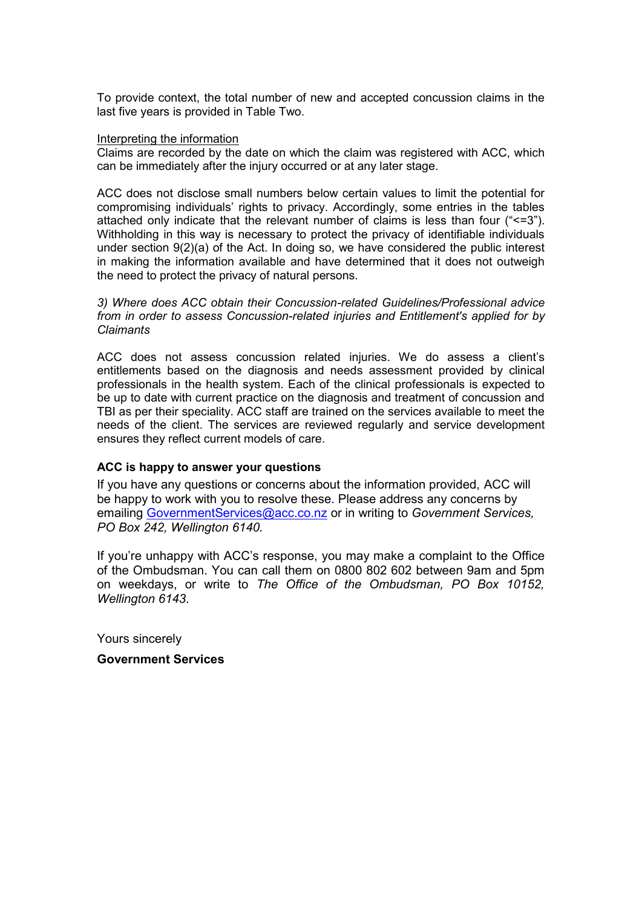To provide context, the total number of new and accepted concussion claims in the last five years is provided in Table Two.

Interpreting the information

Claims are recorded by the date on which the claim was registered with ACC, which can be immediately after the injury occurred or at any later stage.

ACC does not disclose small numbers below certain values to limit the potential for compromising individuals' rights to privacy. Accordingly, some entries in the tables attached only indicate that the relevant number of claims is less than four ("<=3"). Withholding in this way is necessary to protect the privacy of identifiable individuals under section 9(2)(a) of the Act. In doing so, we have considered the public interest in making the information available and have determined that it does not outweigh the need to protect the privacy of natural persons.

*3) Where does ACC obtain their Concussion-related Guidelines/Professional advice from in order to assess Concussion-related injuries and Entitlement's applied for by Claimants*

ACC does not assess concussion related injuries. We do assess a client's entitlements based on the diagnosis and needs assessment provided by clinical professionals in the health system. Each of the clinical professionals is expected to be up to date with current practice on the diagnosis and treatment of concussion and TBI as per their speciality. ACC staff are trained on the services available to meet the needs of the client. The services are reviewed regularly and service development ensures they reflect current models of care.

**ACC is happy to answer your questions**

If you have any questions or concerns about the information provided, ACC will be happy to work with you to resolve these. Please address any concerns by emailing GovernmentServices@acc.co.nz or in writing to *Government Services, PO Box 242, Wellington 6140.*

If you're unhappy with ACC's response, you may make a complaint to the Office of the Ombudsman. You can call them on 0800 802 602 between 9am and 5pm on weekdays, or write to *The Office of the Ombudsman, PO Box 10152, Wellington 6143*.

Yours sincerely

**Government Services**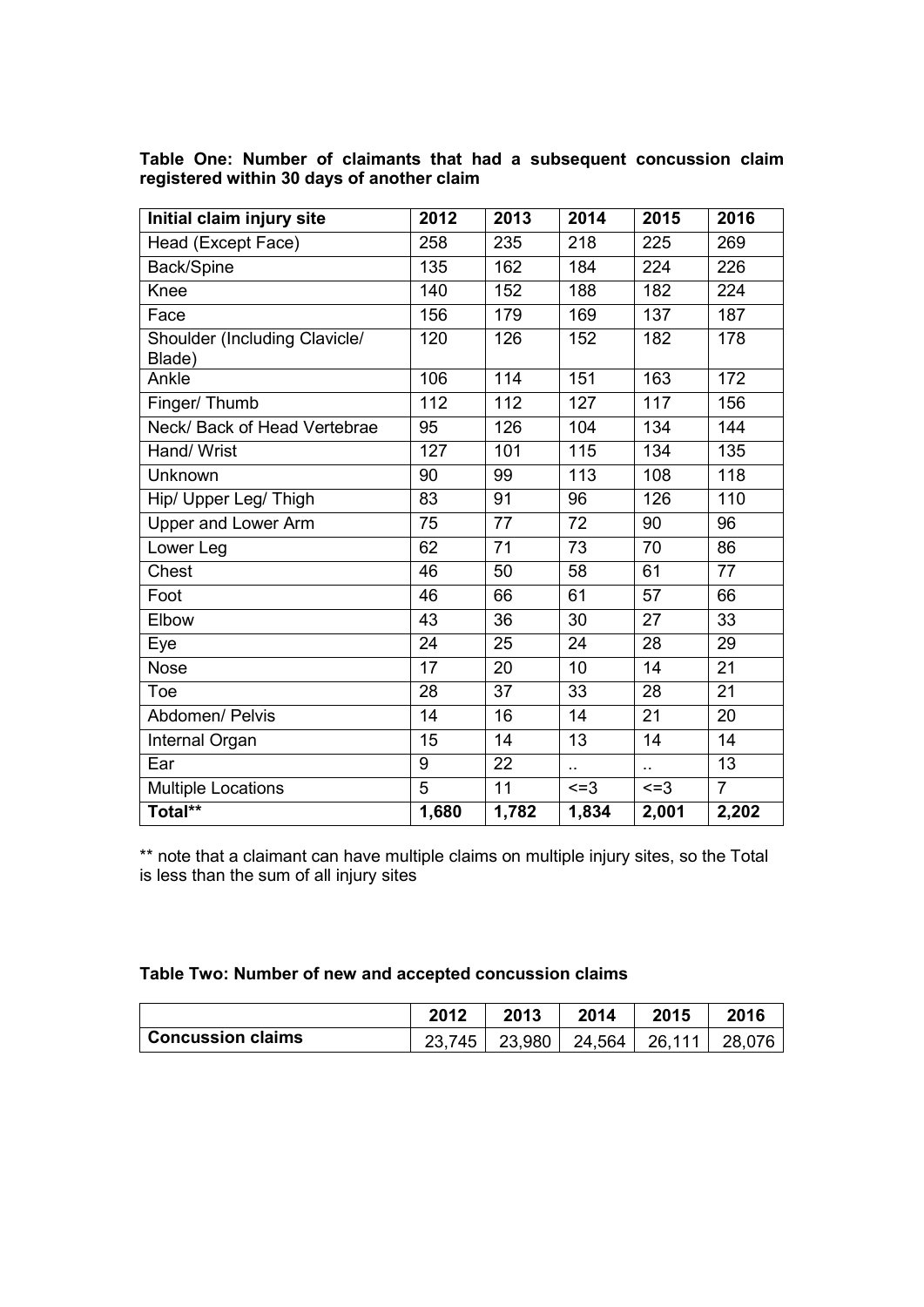**Table One: Number of claimants that had a subsequent concussion claim registered within 30 days of another claim**

| Initial claim injury site | 2012 | 2013 | 2014 | 2015 | 2016 |
|---|---|---|---|---|---|
| Head (Except Face) | 258 | 235 | 218 | 225 | 269 |
| Back/Spine | 135 | 162 | 184 | 224 | 226 |
| Knee | 140 | 152 | 188 | 182 | 224 |
| Face | 156 | 179 | 169 | 137 | 187 |
| Shoulder (Including Clavicle/ Blade) | 120 | 126 | 152 | 182 | 178 |
| Ankle | 106 | 114 | 151 | 163 | 172 |
| Finger/ Thumb | 112 | 112 | 127 | 117 | 156 |
| Neck/ Back of Head Vertebrae | 95 | 126 | 104 | 134 | 144 |
| Hand/ Wrist | 127 | 101 | 115 | 134 | 135 |
| Unknown | 90 | 99 | 113 | 108 | 118 |
| Hip/ Upper Leg/ Thigh | 83 | 91 | 96 | 126 | 110 |
| Upper and Lower Arm | 75 | 77 | 72 | 90 | 96 |
| Lower Leg | 62 | 71 | 73 | 70 | 86 |
| Chest | 46 | 50 | 58 | 61 | 77 |
| Foot | 46 | 66 | 61 | 57 | 66 |
| Elbow | 43 | 36 | 30 | 27 | 33 |
| Eye | 24 | 25 | 24 | 28 | 29 |
| Nose | 17 | 20 | 10 | 14 | 21 |
| Toe | 28 | 37 | 33 | 28 | 21 |
| Abdomen/ Pelvis | 14 | 16 | 14 | 21 | 20 |
| Internal Organ | 15 | 14 | 13 | 14 | 14 |
| Ear | 9 | 22 | .. | .. | 13 |
| Multiple Locations | 5 | 11 | <=3 | <=3 | 7 |
| **Total**** | **1,680** | **1,782** | **1,834** | **2,001** | **2,202** |

** note that a claimant can have multiple claims on multiple injury sites, so the Total is less than the sum of all injury sites

**Table Two: Number of new and accepted concussion claims**

| | 2012 | 2013 | 2014 | 2015 | 2016 |
|---|---|---|---|---|---|
| **Concussion claims** | 23,745 | 23,980 | 24,564 | 26,111 | 28,076 |